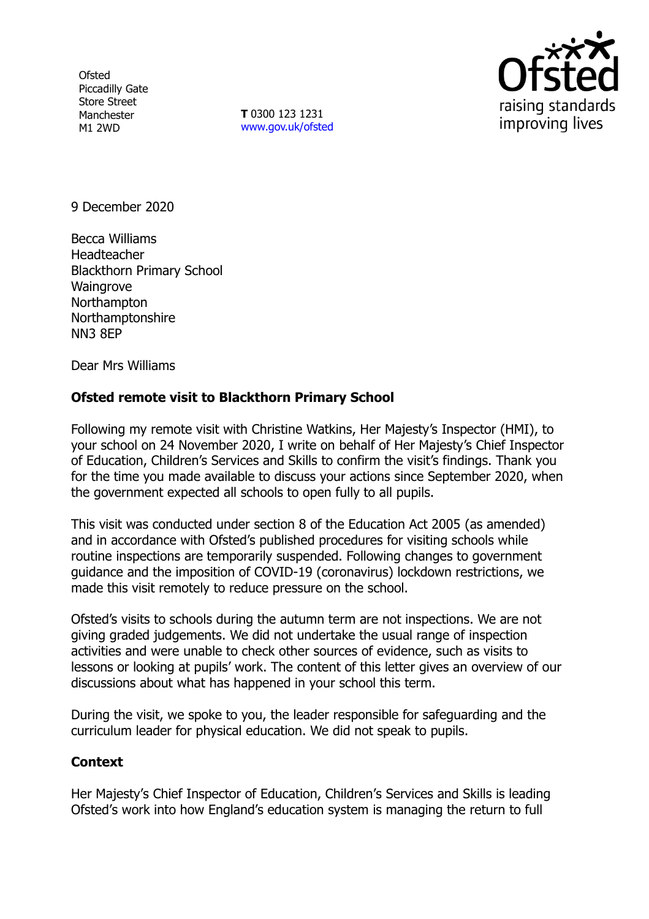Ofsted
Piccadilly Gate
Store Street
Manchester
M1 2WD

**T** 0300 123 1231
www.gov.uk/ofsted

9 December 2020

Becca Williams
Headteacher
Blackthorn Primary School
Waingrove
Northampton
Northamptonshire
NN3 8EP

Dear Mrs Williams

**Ofsted remote visit to Blackthorn Primary School**

Following my remote visit with Christine Watkins, Her Majesty's Inspector (HMI), to your school on 24 November 2020, I write on behalf of Her Majesty's Chief Inspector of Education, Children's Services and Skills to confirm the visit's findings. Thank you for the time you made available to discuss your actions since September 2020, when the government expected all schools to open fully to all pupils.

This visit was conducted under section 8 of the Education Act 2005 (as amended) and in accordance with Ofsted's published procedures for visiting schools while routine inspections are temporarily suspended. Following changes to government guidance and the imposition of COVID-19 (coronavirus) lockdown restrictions, we made this visit remotely to reduce pressure on the school.

Ofsted's visits to schools during the autumn term are not inspections. We are not giving graded judgements. We did not undertake the usual range of inspection activities and were unable to check other sources of evidence, such as visits to lessons or looking at pupils' work. The content of this letter gives an overview of our discussions about what has happened in your school this term.

During the visit, we spoke to you, the leader responsible for safeguarding and the curriculum leader for physical education. We did not speak to pupils.

**Context**

Her Majesty's Chief Inspector of Education, Children's Services and Skills is leading Ofsted's work into how England's education system is managing the return to full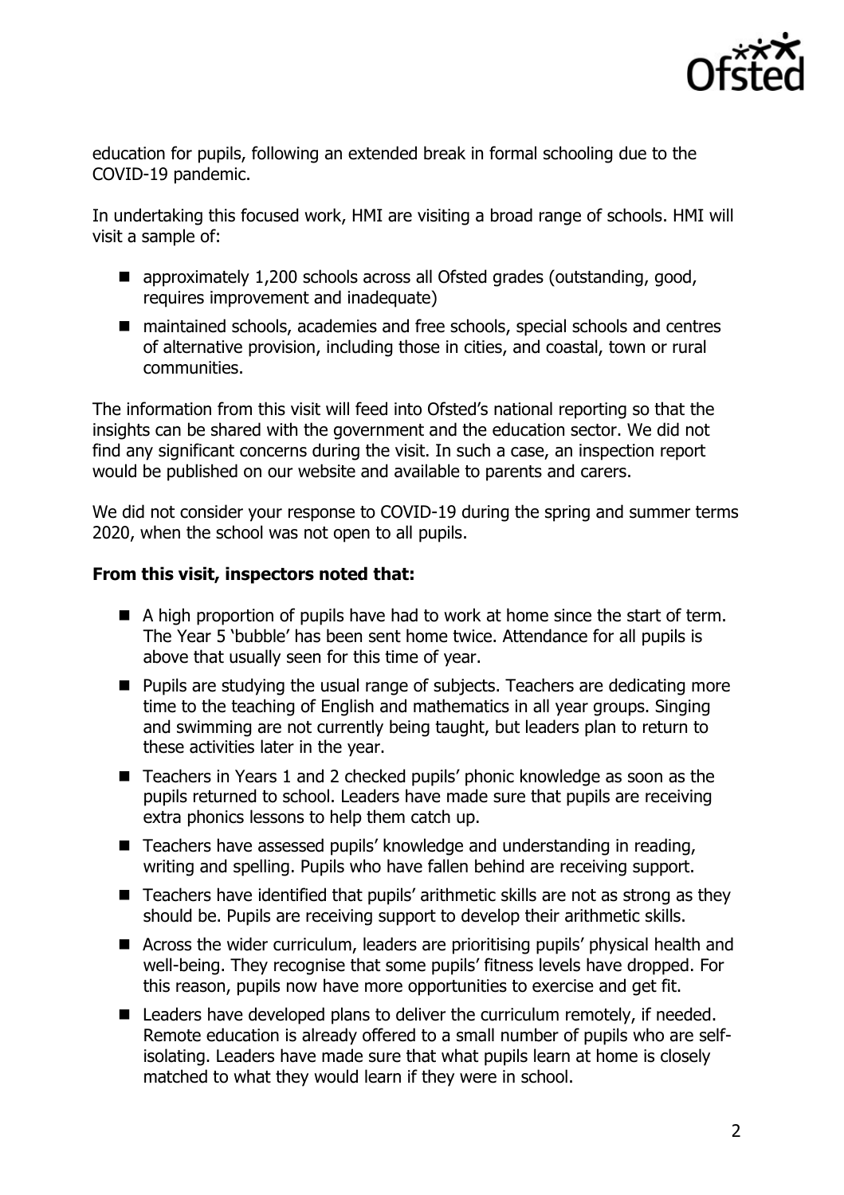education for pupils, following an extended break in formal schooling due to the COVID-19 pandemic.

In undertaking this focused work, HMI are visiting a broad range of schools. HMI will visit a sample of:

- approximately 1,200 schools across all Ofsted grades (outstanding, good, requires improvement and inadequate)
- maintained schools, academies and free schools, special schools and centres of alternative provision, including those in cities, and coastal, town or rural communities.

The information from this visit will feed into Ofsted's national reporting so that the insights can be shared with the government and the education sector. We did not find any significant concerns during the visit. In such a case, an inspection report would be published on our website and available to parents and carers.

We did not consider your response to COVID-19 during the spring and summer terms 2020, when the school was not open to all pupils.

**From this visit, inspectors noted that:**

- A high proportion of pupils have had to work at home since the start of term. The Year 5 'bubble' has been sent home twice. Attendance for all pupils is above that usually seen for this time of year.
- Pupils are studying the usual range of subjects. Teachers are dedicating more time to the teaching of English and mathematics in all year groups. Singing and swimming are not currently being taught, but leaders plan to return to these activities later in the year.
- Teachers in Years 1 and 2 checked pupils' phonic knowledge as soon as the pupils returned to school. Leaders have made sure that pupils are receiving extra phonics lessons to help them catch up.
- Teachers have assessed pupils' knowledge and understanding in reading, writing and spelling. Pupils who have fallen behind are receiving support.
- Teachers have identified that pupils' arithmetic skills are not as strong as they should be. Pupils are receiving support to develop their arithmetic skills.
- Across the wider curriculum, leaders are prioritising pupils' physical health and well-being. They recognise that some pupils' fitness levels have dropped. For this reason, pupils now have more opportunities to exercise and get fit.
- Leaders have developed plans to deliver the curriculum remotely, if needed. Remote education is already offered to a small number of pupils who are self-isolating. Leaders have made sure that what pupils learn at home is closely matched to what they would learn if they were in school.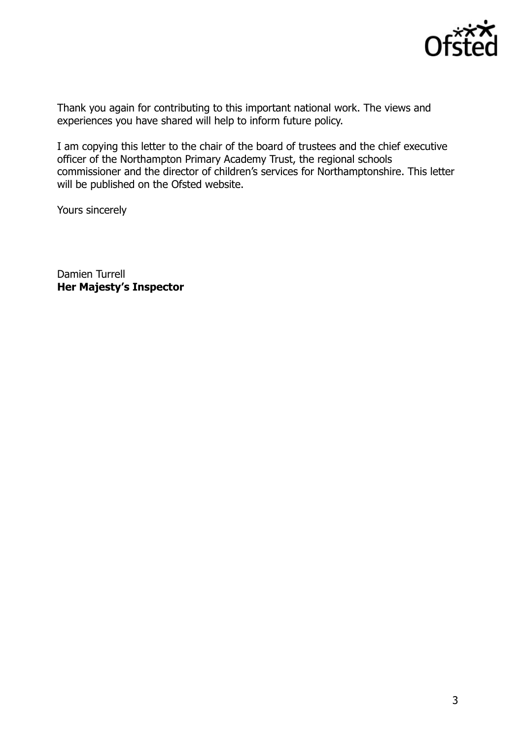Thank you again for contributing to this important national work. The views and experiences you have shared will help to inform future policy.

I am copying this letter to the chair of the board of trustees and the chief executive officer of the Northampton Primary Academy Trust, the regional schools commissioner and the director of children's services for Northamptonshire. This letter will be published on the Ofsted website.

Yours sincerely

Damien Turrell
**Her Majesty's Inspector**